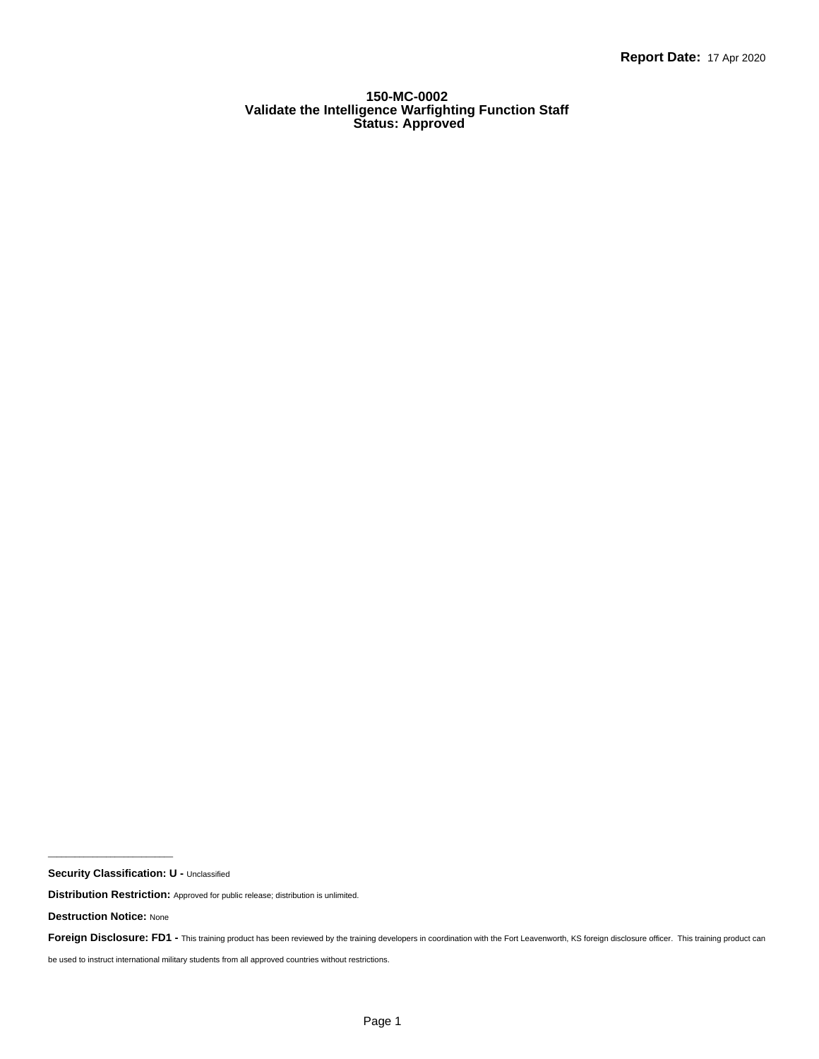**Report Date:** 17 Apr 2020

# 150-MC-0002
# Validate the Intelligence Warfighting Function Staff
## Status: Approved

---

**Security Classification: U -** Unclassified

**Distribution Restriction:** Approved for public release; distribution is unlimited.

**Destruction Notice:** None

**Foreign Disclosure: FD1 -** This training product has been reviewed by the training developers in coordination with the Fort Leavenworth, KS foreign disclosure officer. This training product can be used to instruct international military students from all approved countries without restrictions.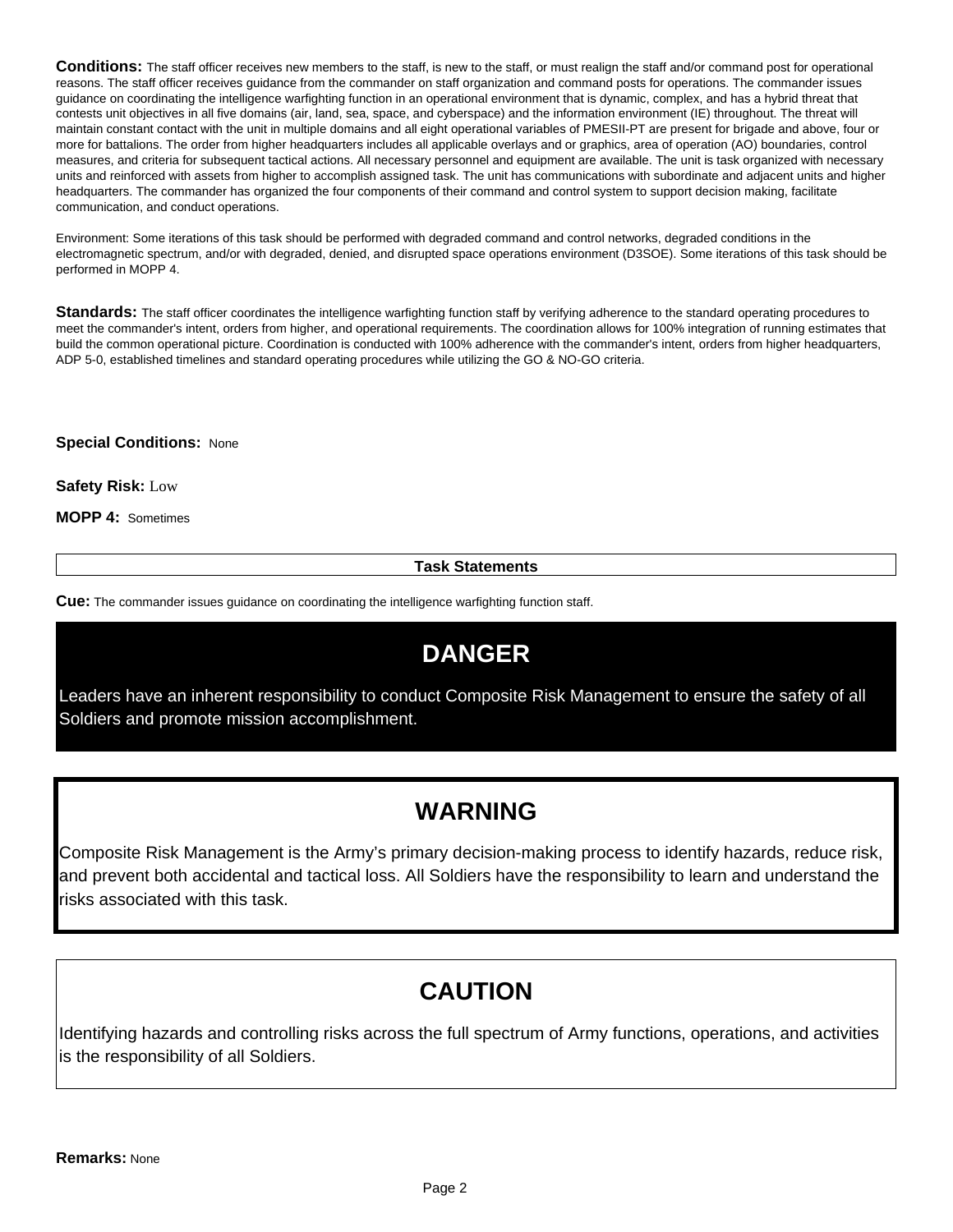**Conditions:** The staff officer receives new members to the staff, is new to the staff, or must realign the staff and/or command post for operational reasons. The staff officer receives guidance from the commander on staff organization and command posts for operations. The commander issues guidance on coordinating the intelligence warfighting function in an operational environment that is dynamic, complex, and has a hybrid threat that contests unit objectives in all five domains (air, land, sea, space, and cyberspace) and the information environment (IE) throughout. The threat will maintain constant contact with the unit in multiple domains and all eight operational variables of PMESII-PT are present for brigade and above, four or more for battalions. The order from higher headquarters includes all applicable overlays and or graphics, area of operation (AO) boundaries, control measures, and criteria for subsequent tactical actions. All necessary personnel and equipment are available. The unit is task organized with necessary units and reinforced with assets from higher to accomplish assigned task. The unit has communications with subordinate and adjacent units and higher headquarters. The commander has organized the four components of their command and control system to support decision making, facilitate communication, and conduct operations.

Environment: Some iterations of this task should be performed with degraded command and control networks, degraded conditions in the electromagnetic spectrum, and/or with degraded, denied, and disrupted space operations environment (D3SOE). Some iterations of this task should be performed in MOPP 4.

**Standards:** The staff officer coordinates the intelligence warfighting function staff by verifying adherence to the standard operating procedures to meet the commander's intent, orders from higher, and operational requirements. The coordination allows for 100% integration of running estimates that build the common operational picture. Coordination is conducted with 100% adherence with the commander's intent, orders from higher headquarters, ADP 5-0, established timelines and standard operating procedures while utilizing the GO & NO-GO criteria.

**Special Conditions:** None

**Safety Risk:** Low

**MOPP 4:** Sometimes

## Task Statements

**Cue:** The commander issues guidance on coordinating the intelligence warfighting function staff.

## DANGER

Leaders have an inherent responsibility to conduct Composite Risk Management to ensure the safety of all Soldiers and promote mission accomplishment.

## WARNING

Composite Risk Management is the Army's primary decision-making process to identify hazards, reduce risk, and prevent both accidental and tactical loss. All Soldiers have the responsibility to learn and understand the risks associated with this task.

## CAUTION

Identifying hazards and controlling risks across the full spectrum of Army functions, operations, and activities is the responsibility of all Soldiers.

**Remarks:** None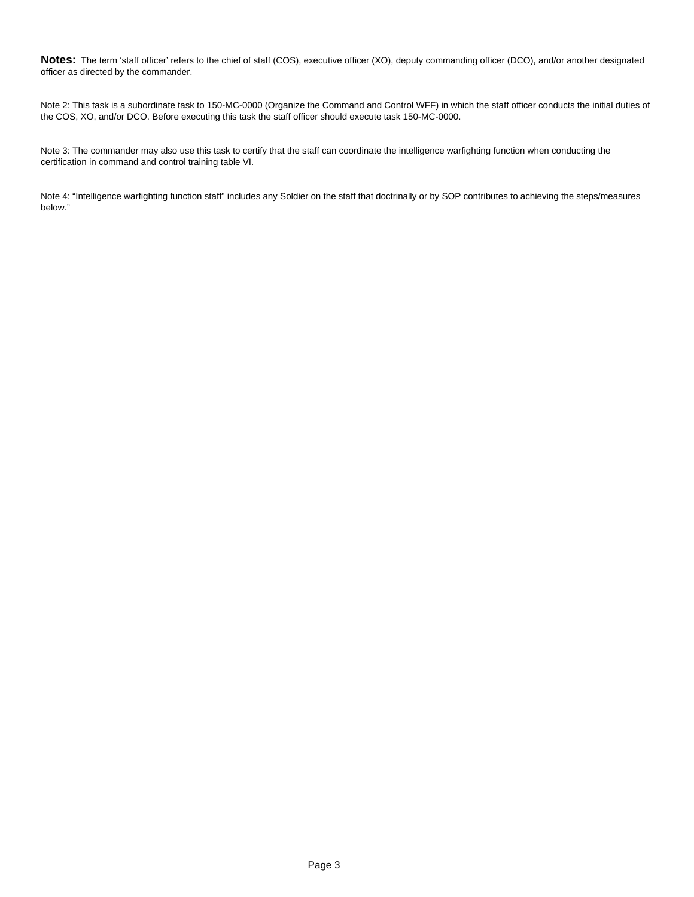**Notes:** The term ‘staff officer’ refers to the chief of staff (COS), executive officer (XO), deputy commanding officer (DCO), and/or another designated officer as directed by the commander.

Note 2: This task is a subordinate task to 150-MC-0000 (Organize the Command and Control WFF) in which the staff officer conducts the initial duties of the COS, XO, and/or DCO. Before executing this task the staff officer should execute task 150-MC-0000.

Note 3: The commander may also use this task to certify that the staff can coordinate the intelligence warfighting function when conducting the certification in command and control training table VI.

Note 4: “Intelligence warfighting function staff” includes any Soldier on the staff that doctrinally or by SOP contributes to achieving the steps/measures below.”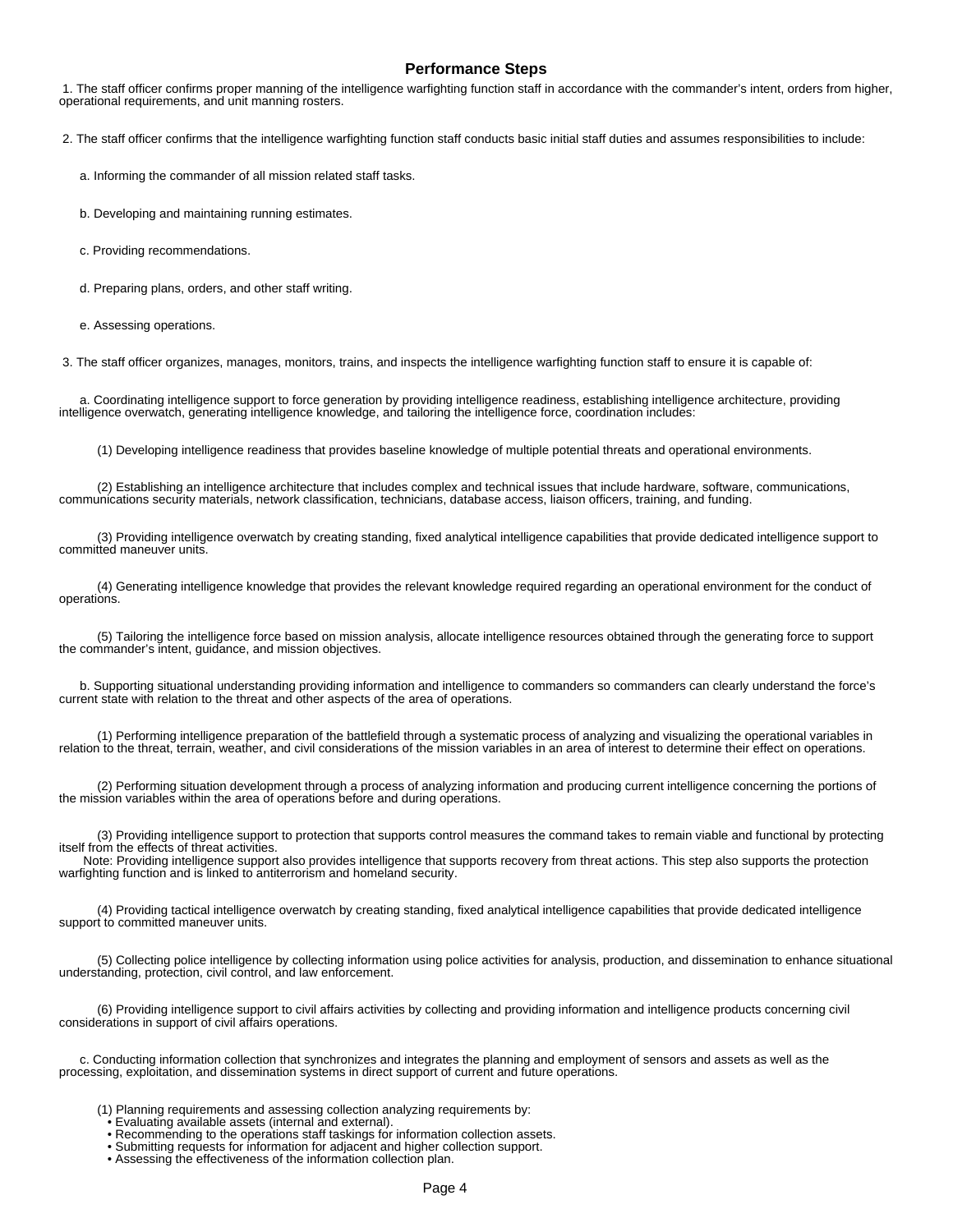## Performance Steps

1. The staff officer confirms proper manning of the intelligence warfighting function staff in accordance with the commander's intent, orders from higher, operational requirements, and unit manning rosters.

2. The staff officer confirms that the intelligence warfighting function staff conducts basic initial staff duties and assumes responsibilities to include:

   a. Informing the commander of all mission related staff tasks.

   b. Developing and maintaining running estimates.

   c. Providing recommendations.

   d. Preparing plans, orders, and other staff writing.

   e. Assessing operations.

3. The staff officer organizes, manages, monitors, trains, and inspects the intelligence warfighting function staff to ensure it is capable of:

   a. Coordinating intelligence support to force generation by providing intelligence readiness, establishing intelligence architecture, providing intelligence overwatch, generating intelligence knowledge, and tailoring the intelligence force, coordination includes:

      (1) Developing intelligence readiness that provides baseline knowledge of multiple potential threats and operational environments.

      (2) Establishing an intelligence architecture that includes complex and technical issues that include hardware, software, communications, communications security materials, network classification, technicians, database access, liaison officers, training, and funding.

      (3) Providing intelligence overwatch by creating standing, fixed analytical intelligence capabilities that provide dedicated intelligence support to committed maneuver units.

      (4) Generating intelligence knowledge that provides the relevant knowledge required regarding an operational environment for the conduct of operations.

      (5) Tailoring the intelligence force based on mission analysis, allocate intelligence resources obtained through the generating force to support the commander's intent, guidance, and mission objectives.

   b. Supporting situational understanding providing information and intelligence to commanders so commanders can clearly understand the force's current state with relation to the threat and other aspects of the area of operations.

      (1) Performing intelligence preparation of the battlefield through a systematic process of analyzing and visualizing the operational variables in relation to the threat, terrain, weather, and civil considerations of the mission variables in an area of interest to determine their effect on operations.

      (2) Performing situation development through a process of analyzing information and producing current intelligence concerning the portions of the mission variables within the area of operations before and during operations.

      (3) Providing intelligence support to protection that supports control measures the command takes to remain viable and functional by protecting itself from the effects of threat activities.
      Note: Providing intelligence support also provides intelligence that supports recovery from threat actions. This step also supports the protection warfighting function and is linked to antiterrorism and homeland security.

      (4) Providing tactical intelligence overwatch by creating standing, fixed analytical intelligence capabilities that provide dedicated intelligence support to committed maneuver units.

      (5) Collecting police intelligence by collecting information using police activities for analysis, production, and dissemination to enhance situational understanding, protection, civil control, and law enforcement.

      (6) Providing intelligence support to civil affairs activities by collecting and providing information and intelligence products concerning civil considerations in support of civil affairs operations.

   c. Conducting information collection that synchronizes and integrates the planning and employment of sensors and assets as well as the processing, exploitation, and dissemination systems in direct support of current and future operations.

      (1) Planning requirements and assessing collection analyzing requirements by:
      - Evaluating available assets (internal and external).
      - Recommending to the operations staff taskings for information collection assets.
      - Submitting requests for information for adjacent and higher collection support.
      - Assessing the effectiveness of the information collection plan.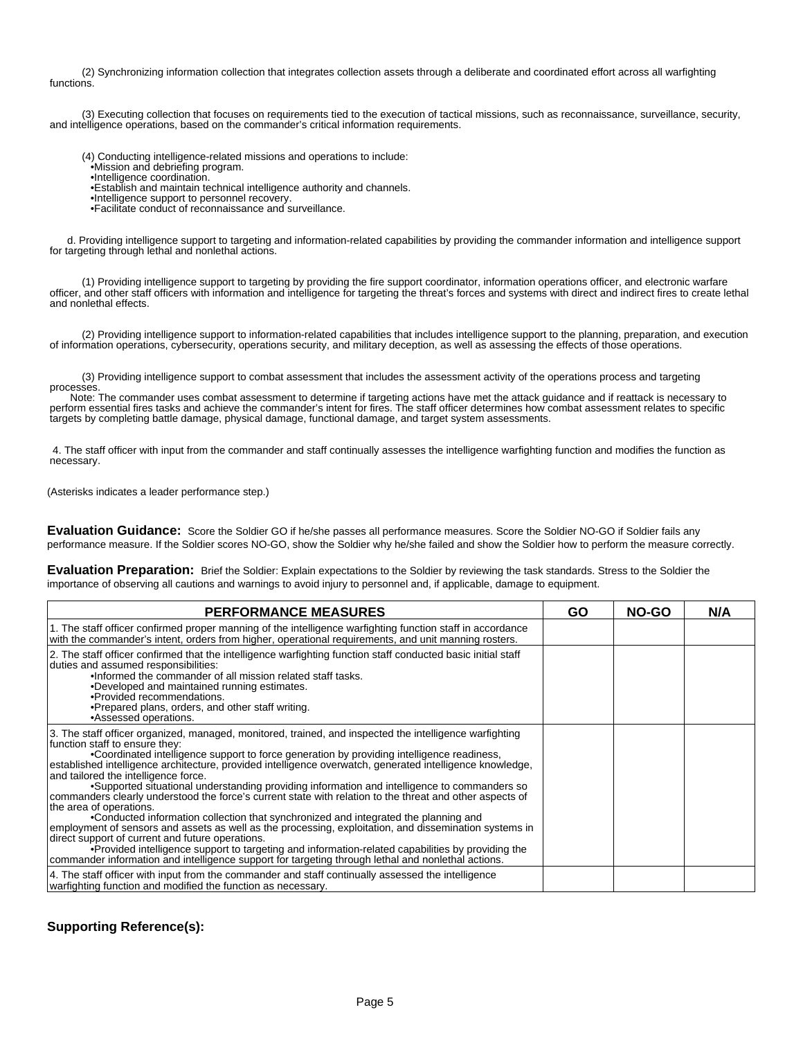(2) Synchronizing information collection that integrates collection assets through a deliberate and coordinated effort across all warfighting functions.

(3) Executing collection that focuses on requirements tied to the execution of tactical missions, such as reconnaissance, surveillance, security, and intelligence operations, based on the commander's critical information requirements.

(4) Conducting intelligence-related missions and operations to include:
- •Mission and debriefing program.
- •Intelligence coordination.
- •Establish and maintain technical intelligence authority and channels.
- •Intelligence support to personnel recovery.
- •Facilitate conduct of reconnaissance and surveillance.

d. Providing intelligence support to targeting and information-related capabilities by providing the commander information and intelligence support for targeting through lethal and nonlethal actions.

(1) Providing intelligence support to targeting by providing the fire support coordinator, information operations officer, and electronic warfare officer, and other staff officers with information and intelligence for targeting the threat's forces and systems with direct and indirect fires to create lethal and nonlethal effects.

(2) Providing intelligence support to information-related capabilities that includes intelligence support to the planning, preparation, and execution of information operations, cybersecurity, operations security, and military deception, as well as assessing the effects of those operations.

(3) Providing intelligence support to combat assessment that includes the assessment activity of the operations process and targeting processes.
Note: The commander uses combat assessment to determine if targeting actions have met the attack guidance and if reattack is necessary to perform essential fires tasks and achieve the commander's intent for fires. The staff officer determines how combat assessment relates to specific targets by completing battle damage, physical damage, functional damage, and target system assessments.

4. The staff officer with input from the commander and staff continually assesses the intelligence warfighting function and modifies the function as necessary.

(Asterisks indicates a leader performance step.)

**Evaluation Guidance:** Score the Soldier GO if he/she passes all performance measures. Score the Soldier NO-GO if Soldier fails any performance measure. If the Soldier scores NO-GO, show the Soldier why he/she failed and show the Soldier how to perform the measure correctly.

**Evaluation Preparation:** Brief the Soldier: Explain expectations to the Soldier by reviewing the task standards. Stress to the Soldier the importance of observing all cautions and warnings to avoid injury to personnel and, if applicable, damage to equipment.

| PERFORMANCE MEASURES | GO | NO-GO | N/A |
| --- | --- | --- | --- |
| 1. The staff officer confirmed proper manning of the intelligence warfighting function staff in accordance with the commander's intent, orders from higher, operational requirements, and unit manning rosters. | | | |
| 2. The staff officer confirmed that the intelligence warfighting function staff conducted basic initial staff duties and assumed responsibilities:<br>•Informed the commander of all mission related staff tasks.<br>•Developed and maintained running estimates.<br>•Provided recommendations.<br>•Prepared plans, orders, and other staff writing.<br>•Assessed operations. | | | |
| 3. The staff officer organized, managed, monitored, trained, and inspected the intelligence warfighting function staff to ensure they:<br>•Coordinated intelligence support to force generation by providing intelligence readiness, established intelligence architecture, provided intelligence overwatch, generated intelligence knowledge, and tailored the intelligence force.<br>•Supported situational understanding providing information and intelligence to commanders so commanders clearly understood the force's current state with relation to the threat and other aspects of the area of operations.<br>•Conducted information collection that synchronized and integrated the planning and employment of sensors and assets as well as the processing, exploitation, and dissemination systems in direct support of current and future operations.<br>•Provided intelligence support to targeting and information-related capabilities by providing the commander information and intelligence support for targeting through lethal and nonlethal actions. | | | |
| 4. The staff officer with input from the commander and staff continually assessed the intelligence warfighting function and modified the function as necessary. | | | |

**Supporting Reference(s):**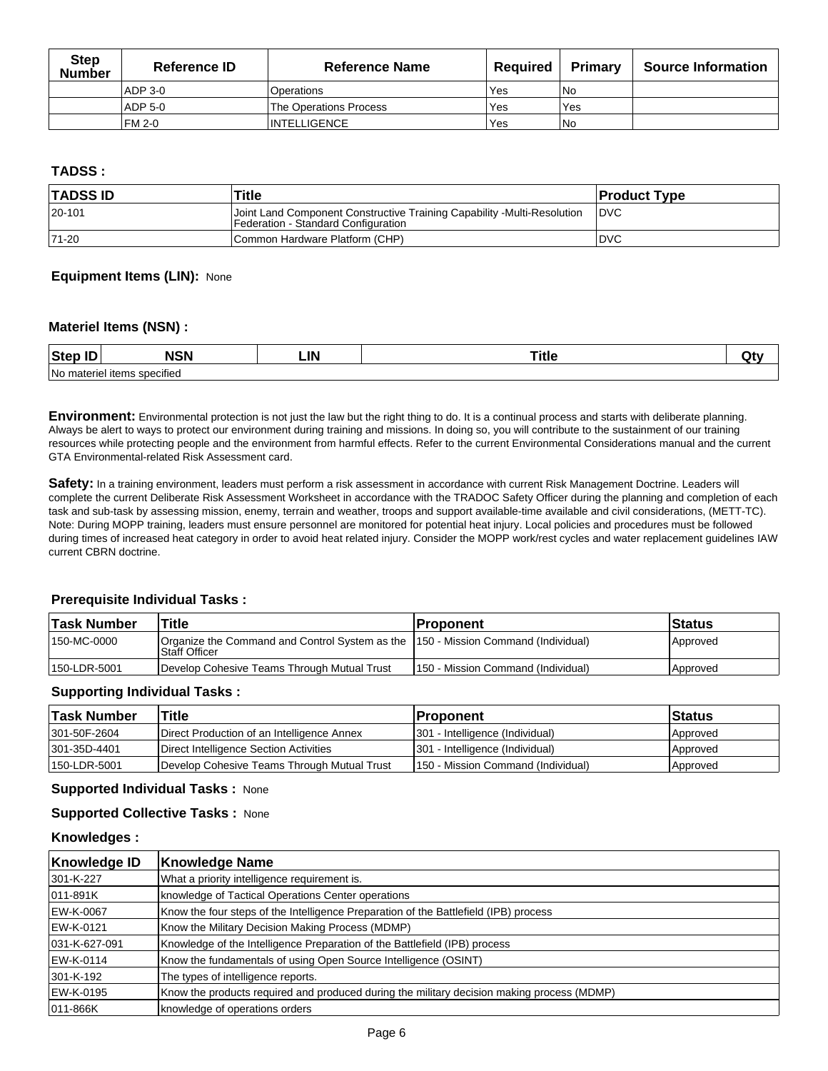| Step Number | Reference ID | Reference Name | Required | Primary | Source Information |
|---|---|---|---|---|---|
| | ADP 3-0 | Operations | Yes | No | |
| | ADP 5-0 | The Operations Process | Yes | Yes | |
| | FM 2-0 | INTELLIGENCE | Yes | No | |

**TADSS :**

| TADSS ID | Title | Product Type |
|---|---|---|
| 20-101 | Joint Land Component Constructive Training Capability -Multi-Resolution Federation - Standard Configuration | DVC |
| 71-20 | Common Hardware Platform (CHP) | DVC |

**Equipment Items (LIN):** None

**Materiel Items (NSN) :**

| Step ID | NSN | LIN | Title | Qty |
|---|---|---|---|---|
| No materiel items specified | | | | |

**Environment:** Environmental protection is not just the law but the right thing to do. It is a continual process and starts with deliberate planning. Always be alert to ways to protect our environment during training and missions. In doing so, you will contribute to the sustainment of our training resources while protecting people and the environment from harmful effects. Refer to the current Environmental Considerations manual and the current GTA Environmental-related Risk Assessment card.

**Safety:** In a training environment, leaders must perform a risk assessment in accordance with current Risk Management Doctrine. Leaders will complete the current Deliberate Risk Assessment Worksheet in accordance with the TRADOC Safety Officer during the planning and completion of each task and sub-task by assessing mission, enemy, terrain and weather, troops and support available-time available and civil considerations, (METT-TC). Note: During MOPP training, leaders must ensure personnel are monitored for potential heat injury. Local policies and procedures must be followed during times of increased heat category in order to avoid heat related injury. Consider the MOPP work/rest cycles and water replacement guidelines IAW current CBRN doctrine.

**Prerequisite Individual Tasks :**

| Task Number | Title | Proponent | Status |
|---|---|---|---|
| 150-MC-0000 | Organize the Command and Control System as the Staff Officer | 150 - Mission Command (Individual) | Approved |
| 150-LDR-5001 | Develop Cohesive Teams Through Mutual Trust | 150 - Mission Command (Individual) | Approved |

**Supporting Individual Tasks :**

| Task Number | Title | Proponent | Status |
|---|---|---|---|
| 301-50F-2604 | Direct Production of an Intelligence Annex | 301 - Intelligence (Individual) | Approved |
| 301-35D-4401 | Direct Intelligence Section Activities | 301 - Intelligence (Individual) | Approved |
| 150-LDR-5001 | Develop Cohesive Teams Through Mutual Trust | 150 - Mission Command (Individual) | Approved |

**Supported Individual Tasks :** None

**Supported Collective Tasks :** None

**Knowledges :**

| Knowledge ID | Knowledge Name |
|---|---|
| 301-K-227 | What a priority intelligence requirement is. |
| 011-891K | knowledge of Tactical Operations Center operations |
| EW-K-0067 | Know the four steps of the Intelligence Preparation of the Battlefield (IPB) process |
| EW-K-0121 | Know the Military Decision Making Process (MDMP) |
| 031-K-627-091 | Knowledge of the Intelligence Preparation of the Battlefield (IPB) process |
| EW-K-0114 | Know the fundamentals of using Open Source Intelligence (OSINT) |
| 301-K-192 | The types of intelligence reports. |
| EW-K-0195 | Know the products required and produced during the military decision making process (MDMP) |
| 011-866K | knowledge of operations orders |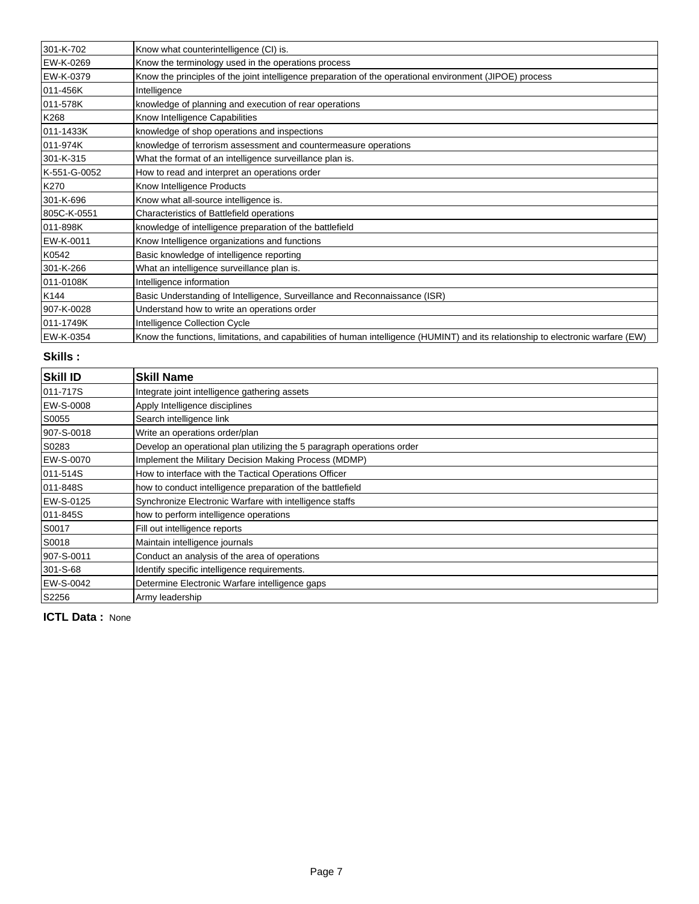| | |
|---|---|
| 301-K-702 | Know what counterintelligence (CI) is. |
| EW-K-0269 | Know the terminology used in the operations process |
| EW-K-0379 | Know the principles of the joint intelligence preparation of the operational environment (JIPOE) process |
| 011-456K | Intelligence |
| 011-578K | knowledge of planning and execution of rear operations |
| K268 | Know Intelligence Capabilities |
| 011-1433K | knowledge of shop operations and inspections |
| 011-974K | knowledge of terrorism assessment and countermeasure operations |
| 301-K-315 | What the format of an intelligence surveillance plan is. |
| K-551-G-0052 | How to read and interpret an operations order |
| K270 | Know Intelligence Products |
| 301-K-696 | Know what all-source intelligence is. |
| 805C-K-0551 | Characteristics of Battlefield operations |
| 011-898K | knowledge of intelligence preparation of the battlefield |
| EW-K-0011 | Know Intelligence organizations and functions |
| K0542 | Basic knowledge of intelligence reporting |
| 301-K-266 | What an intelligence surveillance plan is. |
| 011-0108K | Intelligence information |
| K144 | Basic Understanding of Intelligence, Surveillance and Reconnaissance (ISR) |
| 907-K-0028 | Understand how to write an operations order |
| 011-1749K | Intelligence Collection Cycle |
| EW-K-0354 | Know the functions, limitations, and capabilities of human intelligence (HUMINT) and its relationship to electronic warfare (EW) |

**Skills :**

| Skill ID | Skill Name |
|---|---|
| 011-717S | Integrate joint intelligence gathering assets |
| EW-S-0008 | Apply Intelligence disciplines |
| S0055 | Search intelligence link |
| 907-S-0018 | Write an operations order/plan |
| S0283 | Develop an operational plan utilizing the 5 paragraph operations order |
| EW-S-0070 | Implement the Military Decision Making Process (MDMP) |
| 011-514S | How to interface with the Tactical Operations Officer |
| 011-848S | how to conduct intelligence preparation of the battlefield |
| EW-S-0125 | Synchronize Electronic Warfare with intelligence staffs |
| 011-845S | how to perform intelligence operations |
| S0017 | Fill out intelligence reports |
| S0018 | Maintain intelligence journals |
| 907-S-0011 | Conduct an analysis of the area of operations |
| 301-S-68 | Identify specific intelligence requirements. |
| EW-S-0042 | Determine Electronic Warfare intelligence gaps |
| S2256 | Army leadership |

**ICTL Data :** None